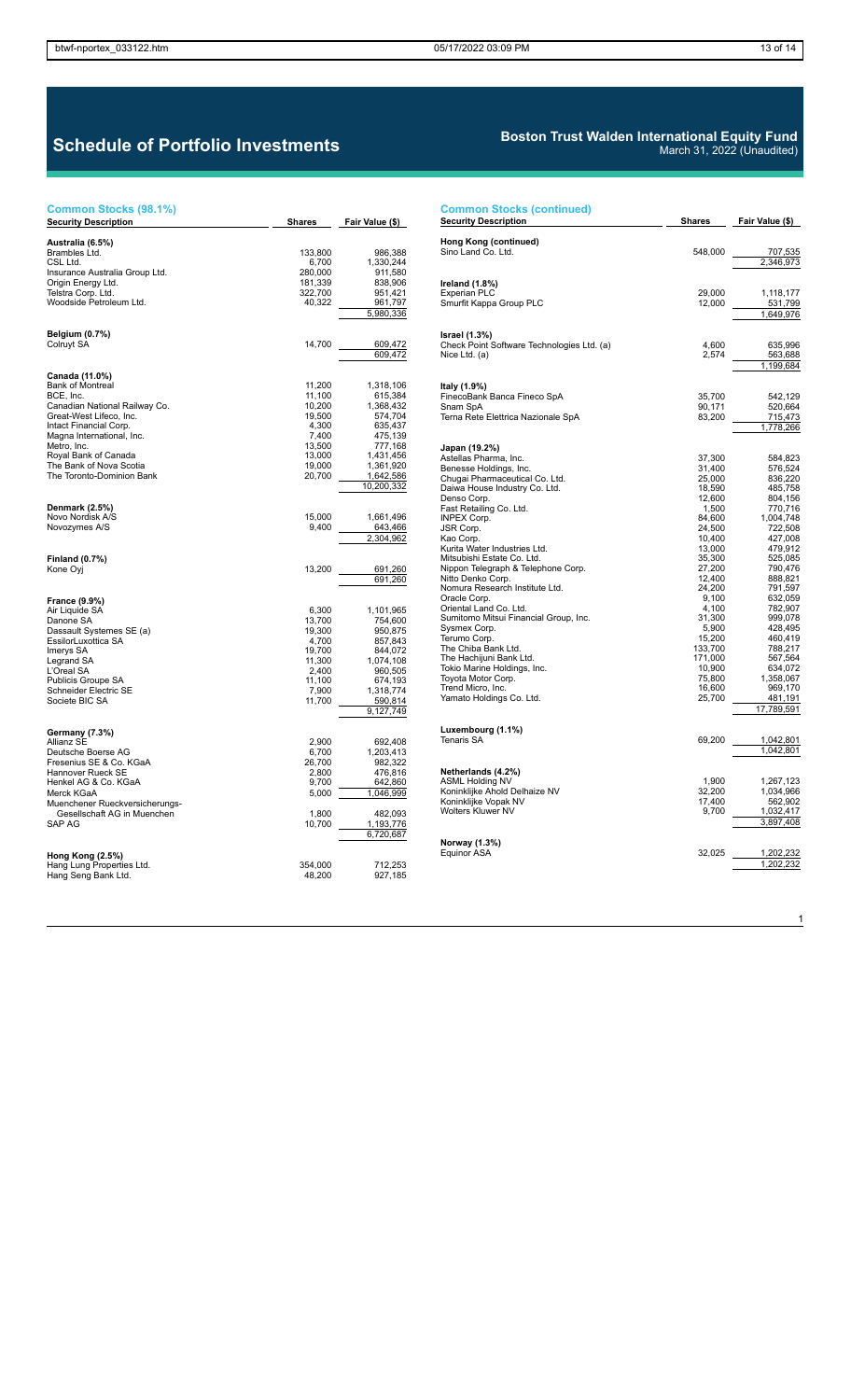# Schedule of Portfolio Investments

## Boston Trust Walden International Equity Fund

March 31, 2022 (Unaudited)

### Common Stocks (98.1%)

| Security Description | Shares | Fair Value ($) |
|---|---|---|
| **Australia (6.5%)** | | |
| Brambles Ltd. | 133,800 | 986,388 |
| CSL Ltd. | 6,700 | 1,330,244 |
| Insurance Australia Group Ltd. | 280,000 | 911,580 |
| Origin Energy Ltd. | 181,339 | 838,906 |
| Telstra Corp. Ltd. | 322,700 | 951,421 |
| Woodside Petroleum Ltd. | 40,322 | 961,797 |
| | | 5,980,336 |
| **Belgium (0.7%)** | | |
| Colruyt SA | 14,700 | 609,472 |
| | | 609,472 |
| **Canada (11.0%)** | | |
| Bank of Montreal | 11,200 | 1,318,106 |
| BCE, Inc. | 11,100 | 615,384 |
| Canadian National Railway Co. | 10,200 | 1,368,432 |
| Great-West Lifeco, Inc. | 19,500 | 574,704 |
| Intact Financial Corp. | 4,300 | 635,437 |
| Magna International, Inc. | 7,400 | 475,139 |
| Metro, Inc. | 13,500 | 777,168 |
| Royal Bank of Canada | 13,000 | 1,431,456 |
| The Bank of Nova Scotia | 19,000 | 1,361,920 |
| The Toronto-Dominion Bank | 20,700 | 1,642,586 |
| | | 10,200,332 |
| **Denmark (2.5%)** | | |
| Novo Nordisk A/S | 15,000 | 1,661,496 |
| Novozymes A/S | 9,400 | 643,466 |
| | | 2,304,962 |
| **Finland (0.7%)** | | |
| Kone Oyj | 13,200 | 691,260 |
| | | 691,260 |
| **France (9.9%)** | | |
| Air Liquide SA | 6,300 | 1,101,965 |
| Danone SA | 13,700 | 754,600 |
| Dassault Systemes SE (a) | 19,300 | 950,875 |
| EssilorLuxottica SA | 4,700 | 857,843 |
| Imerys SA | 19,700 | 844,072 |
| Legrand SA | 11,300 | 1,074,108 |
| L'Oreal SA | 2,400 | 960,505 |
| Publicis Groupe SA | 11,100 | 674,193 |
| Schneider Electric SE | 7,900 | 1,318,774 |
| Societe BIC SA | 11,700 | 590,814 |
| | | 9,127,749 |
| **Germany (7.3%)** | | |
| Allianz SE | 2,900 | 692,408 |
| Deutsche Boerse AG | 6,700 | 1,203,413 |
| Fresenius SE & Co. KGaA | 26,700 | 982,322 |
| Hannover Rueck SE | 2,800 | 476,816 |
| Henkel AG & Co. KGaA | 9,700 | 642,860 |
| Merck KGaA | 5,000 | 1,046,999 |
| Muenchener Rueckversicherungs-Gesellschaft AG in Muenchen | 1,800 | 482,093 |
| SAP AG | 10,700 | 1,193,776 |
| | | 6,720,687 |
| **Hong Kong (2.5%)** | | |
| Hang Lung Properties Ltd. | 354,000 | 712,253 |
| Hang Seng Bank Ltd. | 48,200 | 927,185 |
| Sino Land Co. Ltd. | 548,000 | 707,535 |
| | | 2,346,973 |
| **Ireland (1.8%)** | | |
| Experian PLC | 29,000 | 1,118,177 |
| Smurfit Kappa Group PLC | 12,000 | 531,799 |
| | | 1,649,976 |
| **Israel (1.3%)** | | |
| Check Point Software Technologies Ltd. (a) | 4,600 | 635,996 |
| Nice Ltd. (a) | 2,574 | 563,688 |
| | | 1,199,684 |
| **Italy (1.9%)** | | |
| FinecoBank Banca Fineco SpA | 35,700 | 542,129 |
| Snam SpA | 90,171 | 520,664 |
| Terna Rete Elettrica Nazionale SpA | 83,200 | 715,473 |
| | | 1,778,266 |
| **Japan (19.2%)** | | |
| Astellas Pharma, Inc. | 37,300 | 584,823 |
| Benesse Holdings, Inc. | 31,400 | 576,524 |
| Chugai Pharmaceutical Co. Ltd. | 25,000 | 836,220 |
| Daiwa House Industry Co. Ltd. | 18,590 | 485,758 |
| Denso Corp. | 12,600 | 804,156 |
| Fast Retailing Co. Ltd. | 1,500 | 770,716 |
| INPEX Corp. | 84,600 | 1,004,748 |
| JSR Corp. | 24,500 | 722,508 |
| Kao Corp. | 10,400 | 427,008 |
| Kurita Water Industries Ltd. | 13,000 | 479,912 |
| Mitsubishi Estate Co. Ltd. | 35,300 | 525,085 |
| Nippon Telegraph & Telephone Corp. | 27,200 | 790,476 |
| Nitto Denko Corp. | 12,400 | 888,821 |
| Nomura Research Institute Ltd. | 24,200 | 791,597 |
| Oracle Corp. | 9,100 | 632,059 |
| Oriental Land Co. Ltd. | 4,100 | 782,907 |
| Sumitomo Mitsui Financial Group, Inc. | 31,300 | 999,078 |
| Sysmex Corp. | 5,900 | 428,495 |
| Terumo Corp. | 15,200 | 460,419 |
| The Chiba Bank Ltd. | 133,700 | 788,217 |
| The Hachijuni Bank Ltd. | 171,000 | 567,564 |
| Tokio Marine Holdings, Inc. | 10,900 | 634,072 |
| Toyota Motor Corp. | 75,800 | 1,358,067 |
| Trend Micro, Inc. | 16,600 | 969,170 |
| Yamato Holdings Co. Ltd. | 25,700 | 481,191 |
| | | 17,789,591 |
| **Luxembourg (1.1%)** | | |
| Tenaris SA | 69,200 | 1,042,801 |
| | | 1,042,801 |
| **Netherlands (4.2%)** | | |
| ASML Holding NV | 1,900 | 1,267,123 |
| Koninklijke Ahold Delhaize NV | 32,200 | 1,034,966 |
| Koninklijke Vopak NV | 17,400 | 562,902 |
| Wolters Kluwer NV | 9,700 | 1,032,417 |
| | | 3,897,408 |
| **Norway (1.3%)** | | |
| Equinor ASA | 32,025 | 1,202,232 |
| | | 1,202,232 |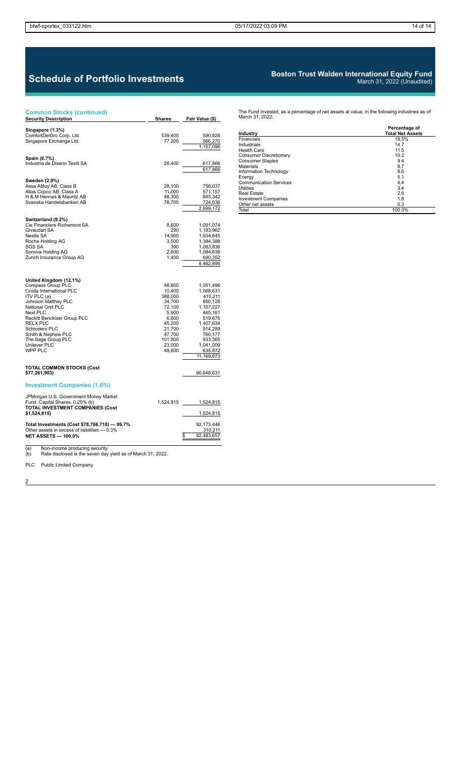# Schedule of Portfolio Investments

## Boston Trust Walden International Equity Fund
March 31, 2022 (Unaudited)

### Common Stocks (continued)

| Security Description | Shares | Fair Value ($) |
|---|---|---|
| **Singapore (1.3%)** | | |
| ComfortDelGro Corp. Ltd. | 539,400 | 590,826 |
| Singapore Exchange Ltd. | 77,200 | 566,270 |
| | | 1,157,096 |
| **Spain (0.7%)** | | |
| Industria de Diseno Textil SA | 28,400 | 617,866 |
| | | 617,866 |
| **Sweden (2.9%)** | | |
| Assa Abloy AB, Class B | 28,100 | 758,037 |
| Atlas Copco AB, Class A | 11,000 | 571,157 |
| H & M Hennes & Mauritz AB | 48,300 | 645,342 |
| Svenska Handelsbanken AB | 78,700 | 724,636 |
| | | 2,699,172 |
| **Switzerland (9.2%)** | | |
| Cie Financiere Richemont SA | 8,600 | 1,091,074 |
| Givaudan SA | 290 | 1,193,962 |
| Nestle SA | 14,900 | 1,934,645 |
| Roche Holding AG | 3,500 | 1,384,388 |
| SGS SA | 390 | 1,083,836 |
| Sonova Holding AG | 2,600 | 1,084,638 |
| Zurich Insurance Group AG | 1,400 | 690,352 |
| | | 8,462,895 |
| **United Kingdom (12.1%)** | | |
| Compass Group PLC | 48,800 | 1,051,496 |
| Croda International PLC | 10,400 | 1,068,631 |
| ITV PLC (a) | 388,000 | 415,211 |
| Johnson Matthey PLC | 34,700 | 850,126 |
| National Grid PLC | 72,100 | 1,107,227 |
| Next PLC | 5,900 | 465,161 |
| Reckitt Benckiser Group PLC | 6,800 | 519,675 |
| RELX PLC | 45,200 | 1,407,634 |
| Schroders PLC | 21,700 | 914,289 |
| Smith & Nephew PLC | 47,700 | 760,177 |
| The Sage Group PLC | 101,800 | 933,365 |
| Unilever PLC | 23,000 | 1,041,009 |
| WPP PLC | 48,600 | 635,872 |
| | | 11,169,873 |
| **TOTAL COMMON STOCKS (Cost $77,261,903)** | | 90,648,631 |

### Investment Companies (1.6%)

| Security Description | Shares | Fair Value ($) |
|---|---|---|
| JPMorgan U.S. Government Money Market Fund, Capital Shares, 0.25% (b) | 1,524,815 | 1,524,815 |
| **TOTAL INVESTMENT COMPANIES (Cost $1,524,815)** | | 1,524,815 |
| **Total Investments (Cost $78,786,718) — 99.7%** | | 92,173,446 |
| Other assets in excess of liabilities — 0.3% | | 310,211 |
| **NET ASSETS — 100.0%** | | $ 92,483,657 |

(a) Non-income producing security.
(b) Rate disclosed is the seven day yield as of March 31, 2022.

PLC Public Limited Company

The Fund invested, as a percentage of net assets at value, in the following industries as of March 31, 2022:

| Industry | Percentage of Total Net Assets |
|---|---|
| Financials | 19.5% |
| Industrials | 14.7 |
| Health Care | 11.5 |
| Consumer Discretionary | 10.2 |
| Consumer Staples | 9.4 |
| Materials | 8.7 |
| Information Technology | 8.6 |
| Energy | 5.1 |
| Communication Services | 4.4 |
| Utilities | 3.4 |
| Real Estate | 2.6 |
| Investment Companies | 1.6 |
| Other net assets | 0.3 |
| Total | 100.0% |